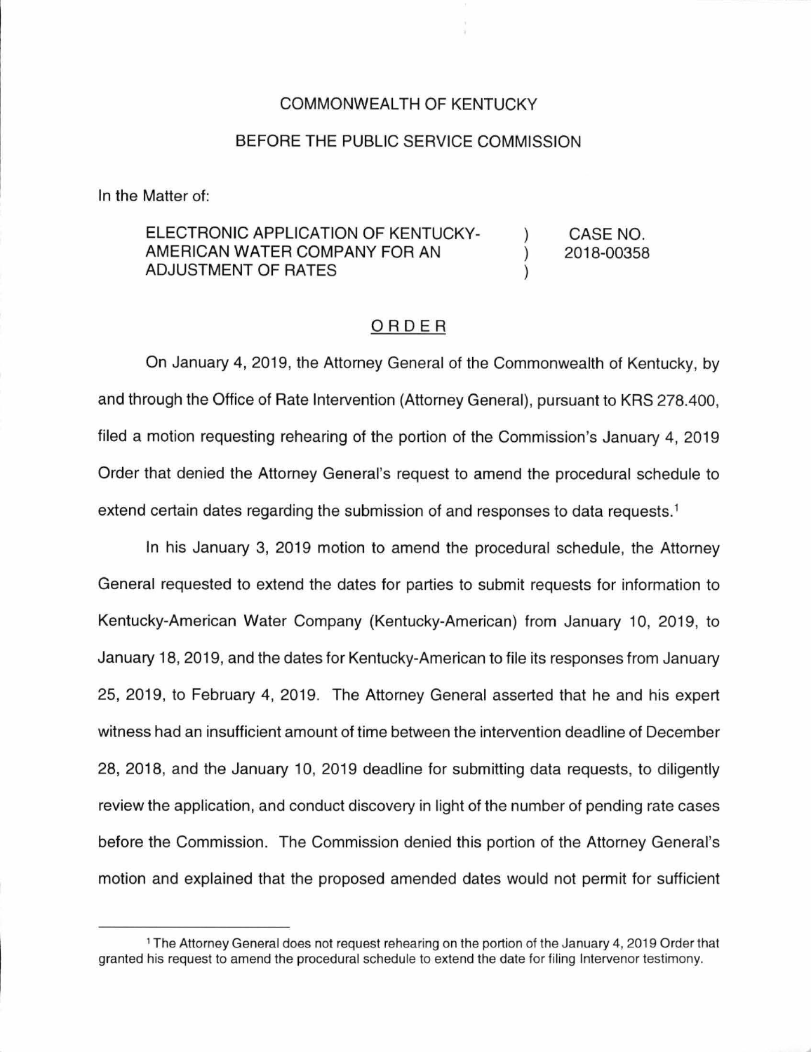COMMONWEALTH OF KENTUCKY

BEFORE THE PUBLIC SERVICE COMMISSION

In the Matter of:

| | | |
|---|---|---|
| ELECTRONIC APPLICATION OF KENTUCKY-AMERICAN WATER COMPANY FOR AN ADJUSTMENT OF RATES | ) ) ) | CASE NO. 2018-00358 |

## ORDER

On January 4, 2019, the Attorney General of the Commonwealth of Kentucky, by and through the Office of Rate Intervention (Attorney General), pursuant to KRS 278.400, filed a motion requesting rehearing of the portion of the Commission's January 4, 2019 Order that denied the Attorney General's request to amend the procedural schedule to extend certain dates regarding the submission of and responses to data requests.[1]

In his January 3, 2019 motion to amend the procedural schedule, the Attorney General requested to extend the dates for parties to submit requests for information to Kentucky-American Water Company (Kentucky-American) from January 10, 2019, to January 18, 2019, and the dates for Kentucky-American to file its responses from January 25, 2019, to February 4, 2019. The Attorney General asserted that he and his expert witness had an insufficient amount of time between the intervention deadline of December 28, 2018, and the January 10, 2019 deadline for submitting data requests, to diligently review the application, and conduct discovery in light of the number of pending rate cases before the Commission. The Commission denied this portion of the Attorney General's motion and explained that the proposed amended dates would not permit for sufficient

[1] The Attorney General does not request rehearing on the portion of the January 4, 2019 Order that granted his request to amend the procedural schedule to extend the date for filing Intervenor testimony.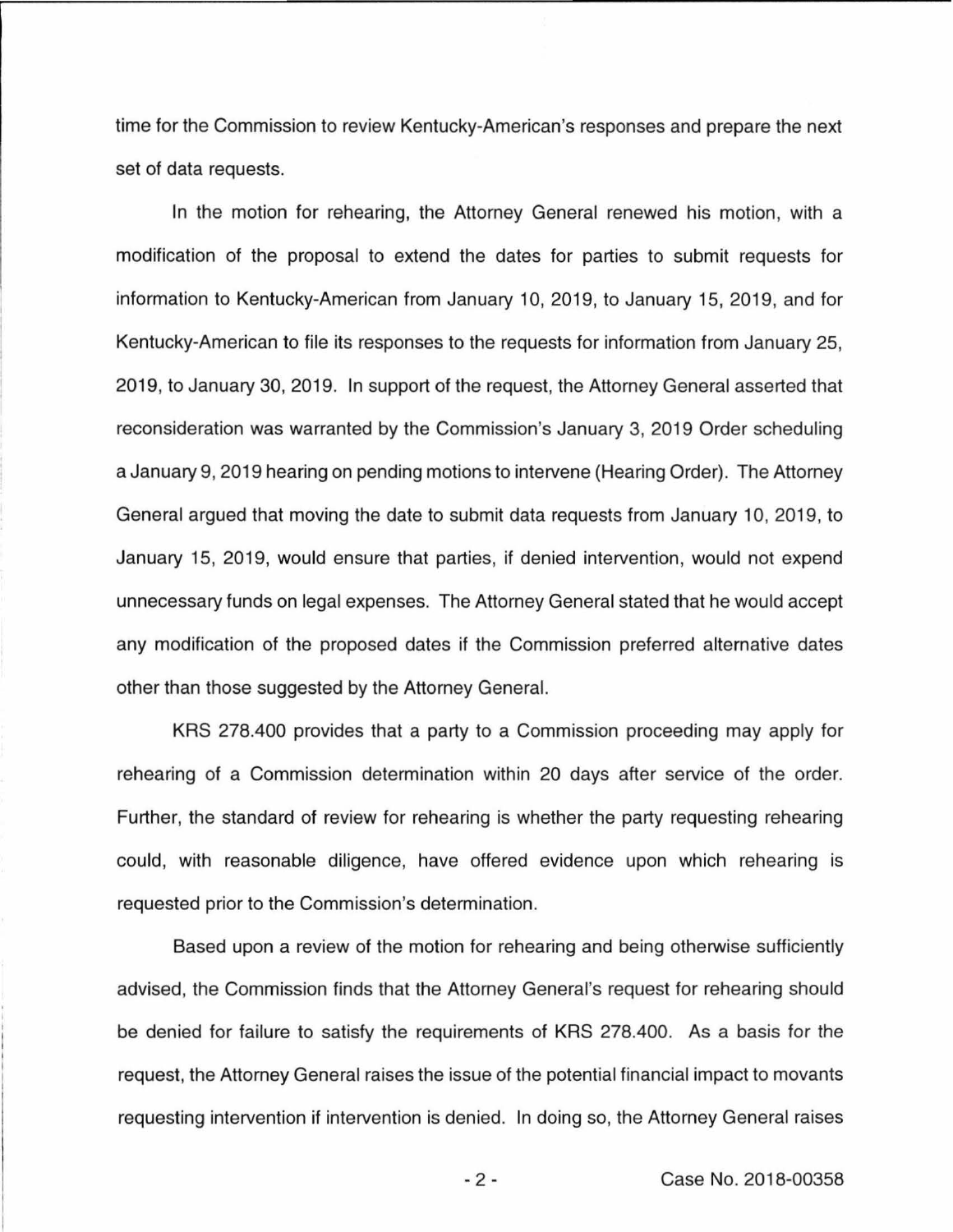time for the Commission to review Kentucky-American's responses and prepare the next set of data requests.

In the motion for rehearing, the Attorney General renewed his motion, with a modification of the proposal to extend the dates for parties to submit requests for information to Kentucky-American from January 10, 2019, to January 15, 2019, and for Kentucky-American to file its responses to the requests for information from January 25, 2019, to January 30, 2019. In support of the request, the Attorney General asserted that reconsideration was warranted by the Commission's January 3, 2019 Order scheduling a January 9, 2019 hearing on pending motions to intervene (Hearing Order). The Attorney General argued that moving the date to submit data requests from January 10, 2019, to January 15, 2019, would ensure that parties, if denied intervention, would not expend unnecessary funds on legal expenses. The Attorney General stated that he would accept any modification of the proposed dates if the Commission preferred alternative dates other than those suggested by the Attorney General.

KRS 278.400 provides that a party to a Commission proceeding may apply for rehearing of a Commission determination within 20 days after service of the order. Further, the standard of review for rehearing is whether the party requesting rehearing could, with reasonable diligence, have offered evidence upon which rehearing is requested prior to the Commission's determination.

Based upon a review of the motion for rehearing and being otherwise sufficiently advised, the Commission finds that the Attorney General's request for rehearing should be denied for failure to satisfy the requirements of KRS 278.400. As a basis for the request, the Attorney General raises the issue of the potential financial impact to movants requesting intervention if intervention is denied. In doing so, the Attorney General raises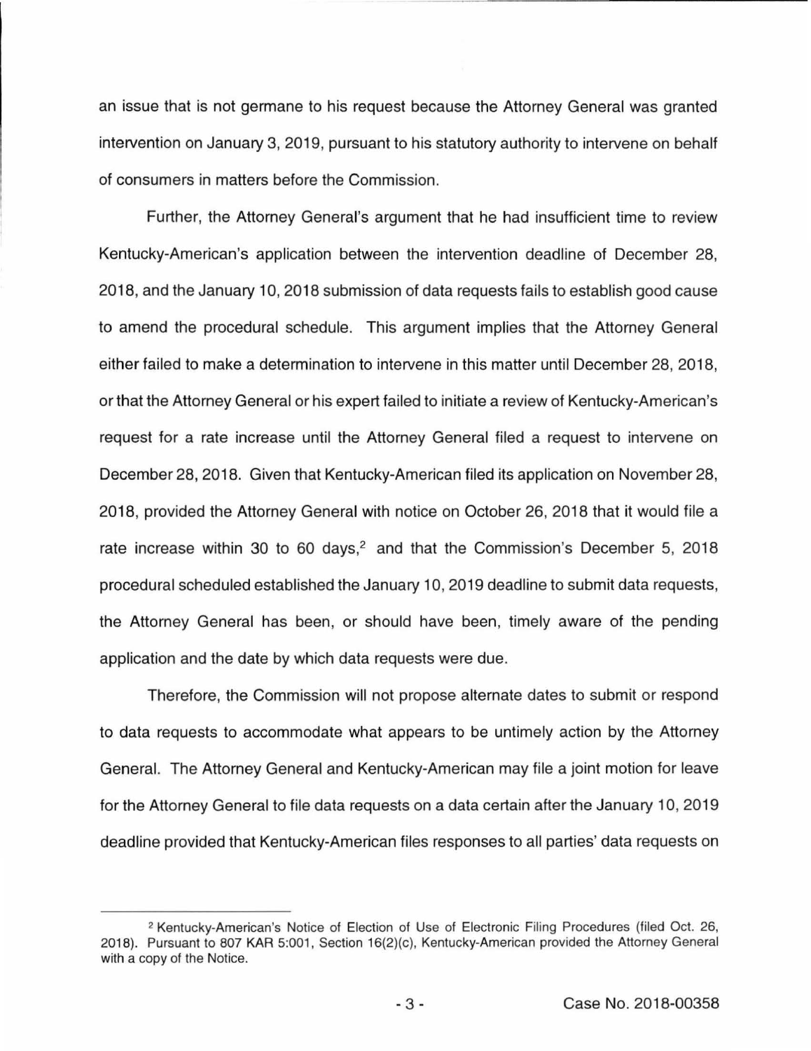an issue that is not germane to his request because the Attorney General was granted intervention on January 3, 2019, pursuant to his statutory authority to intervene on behalf of consumers in matters before the Commission.

Further, the Attorney General's argument that he had insufficient time to review Kentucky-American's application between the intervention deadline of December 28, 2018, and the January 10, 2018 submission of data requests fails to establish good cause to amend the procedural schedule. This argument implies that the Attorney General either failed to make a determination to intervene in this matter until December 28, 2018, or that the Attorney General or his expert failed to initiate a review of Kentucky-American's request for a rate increase until the Attorney General filed a request to intervene on December 28, 2018. Given that Kentucky-American filed its application on November 28, 2018, provided the Attorney General with notice on October 26, 2018 that it would file a rate increase within 30 to 60 days,[2] and that the Commission's December 5, 2018 procedural scheduled established the January 10, 2019 deadline to submit data requests, the Attorney General has been, or should have been, timely aware of the pending application and the date by which data requests were due.

Therefore, the Commission will not propose alternate dates to submit or respond to data requests to accommodate what appears to be untimely action by the Attorney General. The Attorney General and Kentucky-American may file a joint motion for leave for the Attorney General to file data requests on a data certain after the January 10, 2019 deadline provided that Kentucky-American files responses to all parties' data requests on

---

[2] Kentucky-American's Notice of Election of Use of Electronic Filing Procedures (filed Oct. 26, 2018). Pursuant to 807 KAR 5:001, Section 16(2)(c), Kentucky-American provided the Attorney General with a copy of the Notice.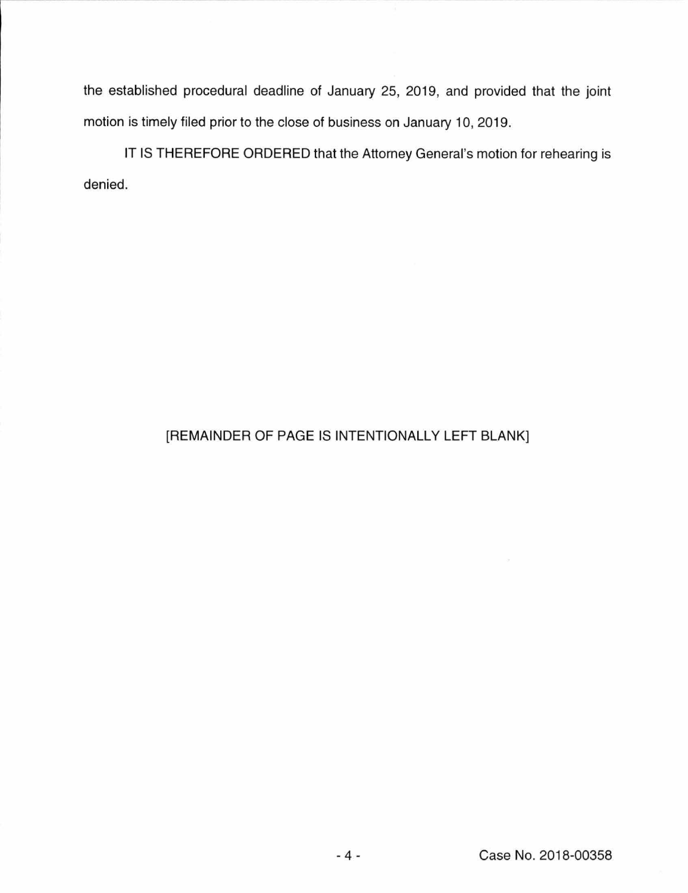the established procedural deadline of January 25, 2019, and provided that the joint motion is timely filed prior to the close of business on January 10, 2019.

IT IS THEREFORE ORDERED that the Attorney General's motion for rehearing is denied.

[REMAINDER OF PAGE IS INTENTIONALLY LEFT BLANK]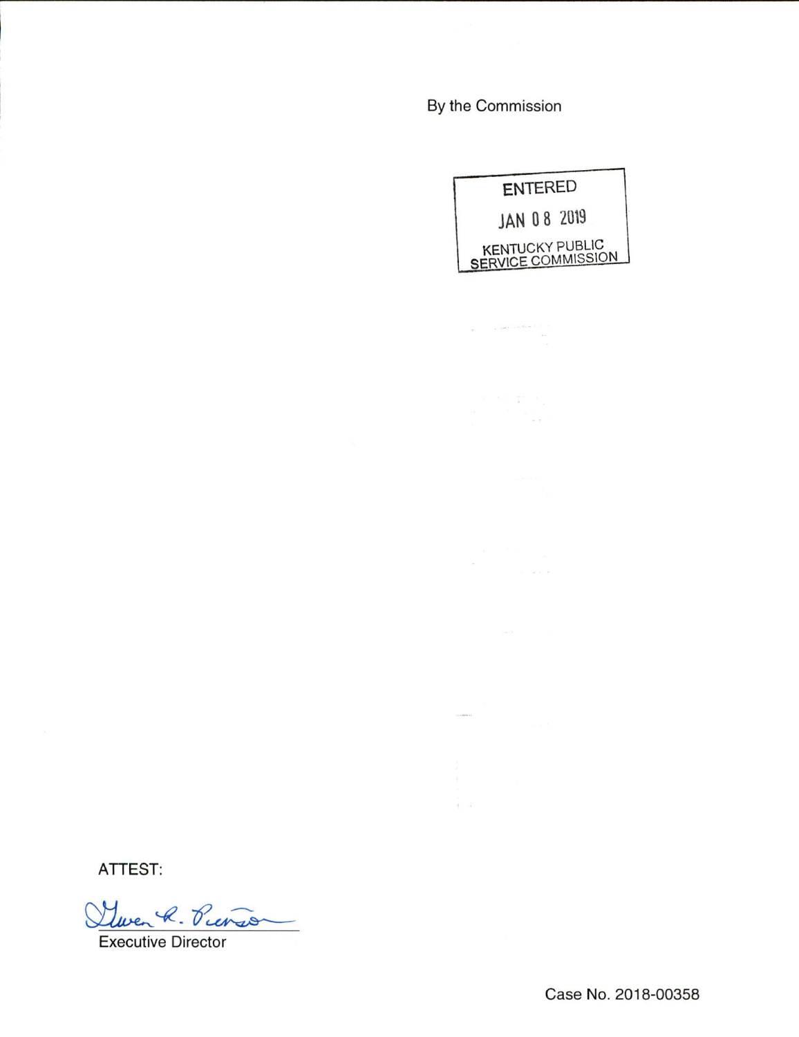By the Commission

ENTERED

JAN 08 2019

KENTUCKY PUBLIC SERVICE COMMISSION

ATTEST:

Gwen R. Pinson

Executive Director

Case No. 2018-00358